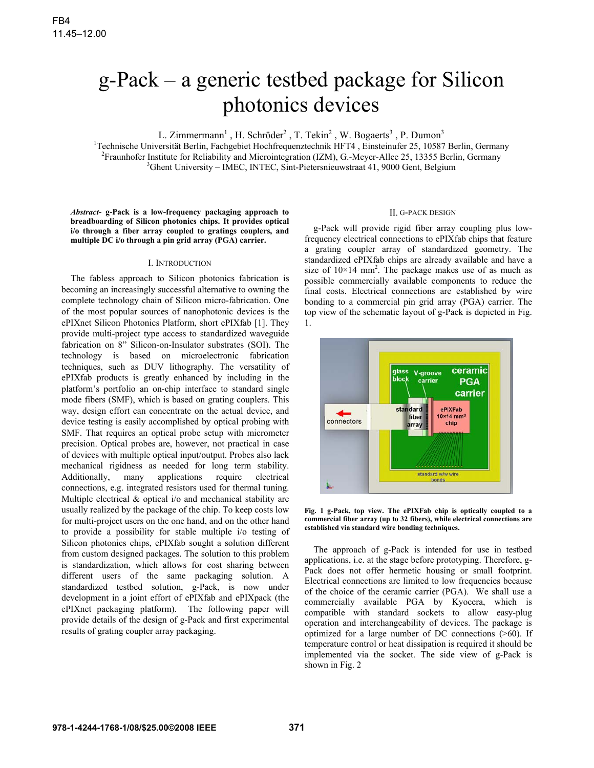FB4
11.45–12.00

# g-Pack – a generic testbed package for Silicon photonics devices

L. Zimmermann[1], H. Schröder[2], T. Tekin[2], W. Bogaerts[3], P. Dumon[3]

[1]Technische Universität Berlin, Fachgebiet Hochfrequenztechnik HFT4, Einsteinufer 25, 10587 Berlin, Germany
[2]Fraunhofer Institute for Reliability and Microintegration (IZM), G.-Meyer-Allee 25, 13355 Berlin, Germany
[3]Ghent University – IMEC, INTEC, Sint-Pietersnieuwstraat 41, 9000 Gent, Belgium

***Abstract*- g-Pack is a low-frequency packaging approach to breadboarding of Silicon photonics chips. It provides optical i/o through a fiber array coupled to gratings couplers, and multiple DC i/o through a pin grid array (PGA) carrier.**

## I. Introduction

The fabless approach to Silicon photonics fabrication is becoming an increasingly successful alternative to owning the complete technology chain of Silicon micro-fabrication. One of the most popular sources of nanophotonic devices is the ePIXnet Silicon Photonics Platform, short ePIXfab [1]. They provide multi-project type access to standardized waveguide fabrication on 8" Silicon-on-Insulator substrates (SOI). The technology is based on microelectronic fabrication techniques, such as DUV lithography. The versatility of ePIXfab products is greatly enhanced by including in the platform's portfolio an on-chip interface to standard single mode fibers (SMF), which is based on grating couplers. This way, design effort can concentrate on the actual device, and device testing is easily accomplished by optical probing with SMF. That requires an optical probe setup with micrometer precision. Optical probes are, however, not practical in case of devices with multiple optical input/output. Probes also lack mechanical rigidness as needed for long term stability. Additionally, many applications require electrical connections, e.g. integrated resistors used for thermal tuning. Multiple electrical & optical i/o and mechanical stability are usually realized by the package of the chip. To keep costs low for multi-project users on the one hand, and on the other hand to provide a possibility for stable multiple i/o testing of Silicon photonics chips, ePIXfab sought a solution different from custom designed packages. The solution to this problem is standardization, which allows for cost sharing between different users of the same packaging solution. A standardized testbed solution, g-Pack, is now under development in a joint effort of ePIXfab and ePIXpack (the ePIXnet packaging platform). The following paper will provide details of the design of g-Pack and first experimental results of grating coupler array packaging.

## II. G-Pack Design

g-Pack will provide rigid fiber array coupling plus low-frequency electrical connections to ePIXfab chips that feature a grating coupler array of standardized geometry. The standardized ePIXfab chips are already available and have a size of 10×14 mm$^2$. The package makes use of as much as possible commercially available components to reduce the final costs. Electrical connections are established by wire bonding to a commercial pin grid array (PGA) carrier. The top view of the schematic layout of g-Pack is depicted in Fig. 1.

**Fig. 1 g-Pack, top view. The ePIXFab chip is optically coupled to a commercial fiber array (up to 32 fibers), while electrical connections are established via standard wire bonding techniques.**

The approach of g-Pack is intended for use in testbed applications, i.e. at the stage before prototyping. Therefore, g-Pack does not offer hermetic housing or small footprint. Electrical connections are limited to low frequencies because of the choice of the ceramic carrier (PGA). We shall use a commercially available PGA by Kyocera, which is compatible with standard sockets to allow easy-plug operation and interchangeability of devices. The package is optimized for a large number of DC connections (>60). If temperature control or heat dissipation is required it should be implemented via the socket. The side view of g-Pack is shown in Fig. 2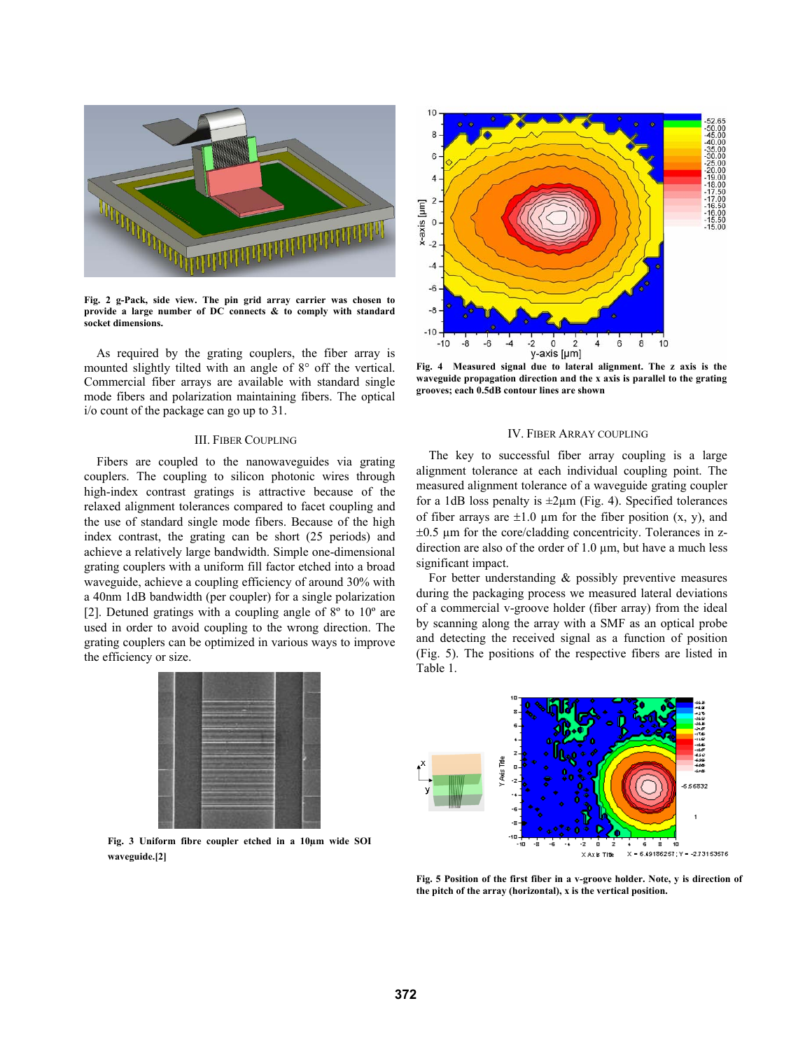Fig. 2 g-Pack, side view. The pin grid array carrier was chosen to provide a large number of DC connects & to comply with standard socket dimensions.

As required by the grating couplers, the fiber array is mounted slightly tilted with an angle of 8° off the vertical. Commercial fiber arrays are available with standard single mode fibers and polarization maintaining fibers. The optical i/o count of the package can go up to 31.

## III. Fiber Coupling

Fibers are coupled to the nanowaveguides via grating couplers. The coupling to silicon photonic wires through high-index contrast gratings is attractive because of the relaxed alignment tolerances compared to facet coupling and the use of standard single mode fibers. Because of the high index contrast, the grating can be short (25 periods) and achieve a relatively large bandwidth. Simple one-dimensional grating couplers with a uniform fill factor etched into a broad waveguide, achieve a coupling efficiency of around 30% with a 40nm 1dB bandwidth (per coupler) for a single polarization [2]. Detuned gratings with a coupling angle of 8º to 10º are used in order to avoid coupling to the wrong direction. The grating couplers can be optimized in various ways to improve the efficiency or size.

Fig. 3 Uniform fibre coupler etched in a 10µm wide SOI waveguide.[2]

Fig. 4 Measured signal due to lateral alignment. The z axis is the waveguide propagation direction and the x axis is parallel to the grating grooves; each 0.5dB contour lines are shown

## IV. Fiber Array Coupling

The key to successful fiber array coupling is a large alignment tolerance at each individual coupling point. The measured alignment tolerance of a waveguide grating coupler for a 1dB loss penalty is ±2µm (Fig. 4). Specified tolerances of fiber arrays are ±1.0 µm for the fiber position (x, y), and ±0.5 µm for the core/cladding concentricity. Tolerances in z-direction are also of the order of 1.0 µm, but have a much less significant impact.

For better understanding & possibly preventive measures during the packaging process we measured lateral deviations of a commercial v-groove holder (fiber array) from the ideal by scanning along the array with a SMF as an optical probe and detecting the received signal as a function of position (Fig. 5). The positions of the respective fibers are listed in Table 1.

Fig. 5 Position of the first fiber in a v-groove holder. Note, y is direction of the pitch of the array (horizontal), x is the vertical position.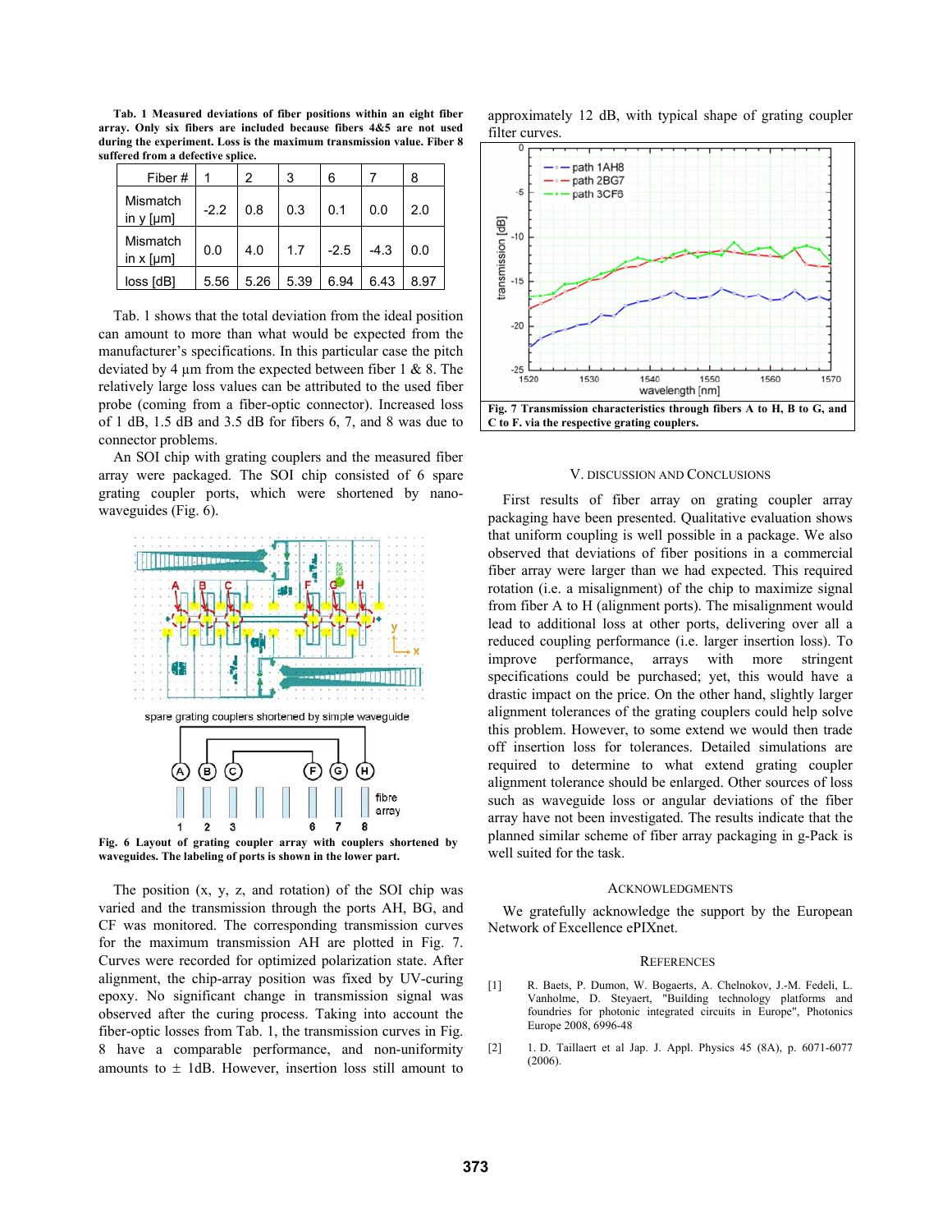**Tab. 1 Measured deviations of fiber positions within an eight fiber array. Only six fibers are included because fibers 4&5 are not used during the experiment. Loss is the maximum transmission value. Fiber 8 suffered from a defective splice.**

| Fiber # | 1 | 2 | 3 | 6 | 7 | 8 |
|---|---|---|---|---|---|---|
| Mismatch in y [µm] | -2.2 | 0.8 | 0.3 | 0.1 | 0.0 | 2.0 |
| Mismatch in x [µm] | 0.0 | 4.0 | 1.7 | -2.5 | -4.3 | 0.0 |
| loss [dB] | 5.56 | 5.26 | 5.39 | 6.94 | 6.43 | 8.97 |

Tab. 1 shows that the total deviation from the ideal position can amount to more than what would be expected from the manufacturer's specifications. In this particular case the pitch deviated by 4 µm from the expected between fiber 1 & 8. The relatively large loss values can be attributed to the used fiber probe (coming from a fiber-optic connector). Increased loss of 1 dB, 1.5 dB and 3.5 dB for fibers 6, 7, and 8 was due to connector problems.

An SOI chip with grating couplers and the measured fiber array were packaged. The SOI chip consisted of 6 spare grating coupler ports, which were shortened by nano-waveguides (Fig. 6).

spare grating couplers shortened by simple waveguide

A B C F G H

fibre array

1 2 3 6 7 8

**Fig. 6 Layout of grating coupler array with couplers shortened by waveguides. The labeling of ports is shown in the lower part.**

The position (x, y, z, and rotation) of the SOI chip was varied and the transmission through the ports AH, BG, and CF was monitored. The corresponding transmission curves for the maximum transmission AH are plotted in Fig. 7. Curves were recorded for optimized polarization state. After alignment, the chip-array position was fixed by UV-curing epoxy. No significant change in transmission signal was observed after the curing process. Taking into account the fiber-optic losses from Tab. 1, the transmission curves in Fig. 8 have a comparable performance, and non-uniformity amounts to ± 1dB. However, insertion loss still amount to approximately 12 dB, with typical shape of grating coupler filter curves.

path 1AH8
path 2BG7
path 3CF6

transmission [dB]

0
-5
-10
-15
-20
-25

1520 1530 1540 1550 1560 1570

wavelength [nm]

**Fig. 7 Transmission characteristics through fibers A to H, B to G, and C to F. via the respective grating couplers.**

## V. Discussion and Conclusions

First results of fiber array on grating coupler array packaging have been presented. Qualitative evaluation shows that uniform coupling is well possible in a package. We also observed that deviations of fiber positions in a commercial fiber array were larger than we had expected. This required rotation (i.e. a misalignment) of the chip to maximize signal from fiber A to H (alignment ports). The misalignment would lead to additional loss at other ports, delivering over all a reduced coupling performance (i.e. larger insertion loss). To improve performance, arrays with more stringent specifications could be purchased; yet, this would have a drastic impact on the price. On the other hand, slightly larger alignment tolerances of the grating couplers could help solve this problem. However, to some extend we would then trade off insertion loss for tolerances. Detailed simulations are required to determine to what extend grating coupler alignment tolerance should be enlarged. Other sources of loss such as waveguide loss or angular deviations of the fiber array have not been investigated. The results indicate that the planned similar scheme of fiber array packaging in g-Pack is well suited for the task.

## Acknowledgments

We gratefully acknowledge the support by the European Network of Excellence ePIXnet.

## References

[1] R. Baets, P. Dumon, W. Bogaerts, A. Chelnokov, J.-M. Fedeli, L. Vanholme, D. Steyaert, "Building technology platforms and foundries for photonic integrated circuits in Europe", Photonics Europe 2008, 6996-48

[2] 1. D. Taillaert et al Jap. J. Appl. Physics 45 (8A), p. 6071-6077 (2006).